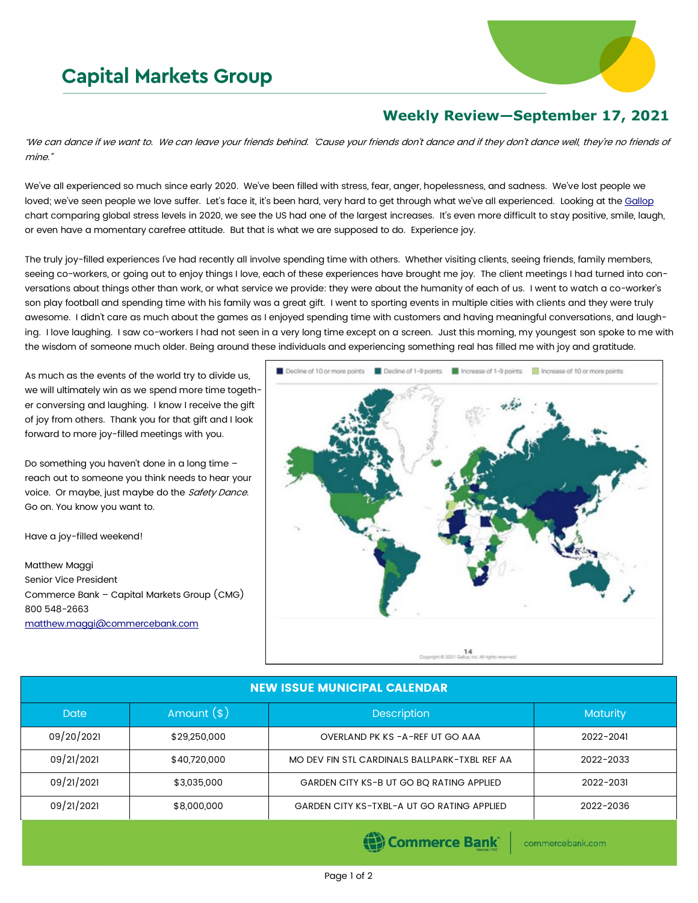# Capital Markets Group

## Weekly Review—September 17, 2021

*"We can dance if we want to. We can leave your friends behind. 'Cause your friends don't dance and if they don't dance well, they're no friends of mine."*

We've all experienced so much since early 2020. We've been filled with stress, fear, anger, hopelessness, and sadness. We've lost people we loved; we've seen people we love suffer. Let's face it, it's been hard, very hard to get through what we've all experienced. Looking at the Gallop chart comparing global stress levels in 2020, we see the US had one of the largest increases. It's even more difficult to stay positive, smile, laugh, or even have a momentary carefree attitude. But that is what we are supposed to do. Experience joy.

The truly joy-filled experiences I've had recently all involve spending time with others. Whether visiting clients, seeing friends, family members, seeing co-workers, or going out to enjoy things I love, each of these experiences have brought me joy. The client meetings I had turned into conversations about things other than work, or what service we provide: they were about the humanity of each of us. I went to watch a co-worker's son play football and spending time with his family was a great gift. I went to sporting events in multiple cities with clients and they were truly awesome. I didn't care as much about the games as I enjoyed spending time with customers and having meaningful conversations, and laughing. I love laughing. I saw co-workers I had not seen in a very long time except on a screen. Just this morning, my youngest son spoke to me with the wisdom of someone much older. Being around these individuals and experiencing something real has filled me with joy and gratitude.

As much as the events of the world try to divide us, we will ultimately win as we spend more time together conversing and laughing. I know I receive the gift of joy from others. Thank you for that gift and I look forward to more joy-filled meetings with you.

Do something you haven't done in a long time – reach out to someone you think needs to hear your voice. Or maybe, just maybe do the *Safety Dance*. Go on. You know you want to.

Have a joy-filled weekend!

Matthew Maggi
Senior Vice President
Commerce Bank – Capital Markets Group (CMG)
800 548-2663
matthew.maggi@commercebank.com

Decline of 10 or more points | Decline of 1-9 points | Increase of 1-9 points | Increase of 10 or more points

14
Copyright © 2021 Gallup, Inc. All rights reserved.

| NEW ISSUE MUNICIPAL CALENDAR | | | |
|---|---|---|---|
| Date | Amount ($) | Description | Maturity |
| 09/20/2021 | $29,250,000 | OVERLAND PK KS -A-REF UT GO AAA | 2022-2041 |
| 09/21/2021 | $40,720,000 | MO DEV FIN STL CARDINALS BALLPARK-TXBL REF AA | 2022-2033 |
| 09/21/2021 | $3,035,000 | GARDEN CITY KS-B UT GO BQ RATING APPLIED | 2022-2031 |
| 09/21/2021 | $8,000,000 | GARDEN CITY KS-TXBL-A UT GO RATING APPLIED | 2022-2036 |

Commerce Bank | commercebank.com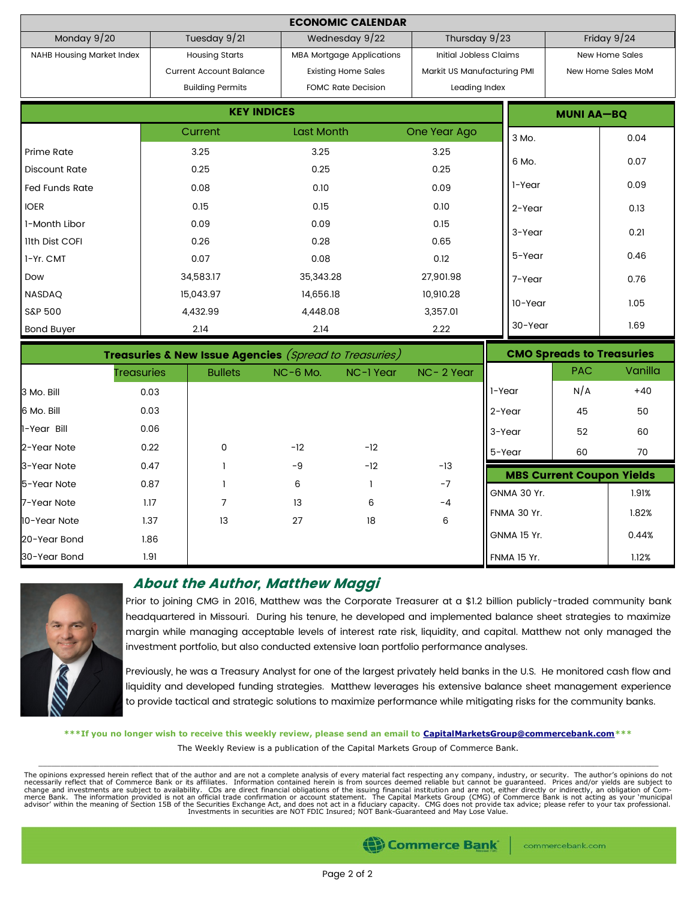## ECONOMIC CALENDAR

| Monday 9/20 | Tuesday 9/21 | Wednesday 9/22 | Thursday 9/23 | Friday 9/24 |
|---|---|---|---|---|
| NAHB Housing Market Index | Housing Starts | MBA Mortgage Applications | Initial Jobless Claims | New Home Sales |
| | Current Account Balance | Existing Home Sales | Markit US Manufacturing PMI | New Home Sales MoM |
| | Building Permits | FOMC Rate Decision | Leading Index | |

## KEY INDICES

| | Current | Last Month | One Year Ago |
|---|---|---|---|
| Prime Rate | 3.25 | 3.25 | 3.25 |
| Discount Rate | 0.25 | 0.25 | 0.25 |
| Fed Funds Rate | 0.08 | 0.10 | 0.09 |
| IOER | 0.15 | 0.15 | 0.10 |
| 1-Month Libor | 0.09 | 0.09 | 0.15 |
| 11th Dist COFI | 0.26 | 0.28 | 0.65 |
| 1-Yr. CMT | 0.07 | 0.08 | 0.12 |
| Dow | 34,583.17 | 35,343.28 | 27,901.98 |
| NASDAQ | 15,043.97 | 14,656.18 | 10,910.28 |
| S&P 500 | 4,432.99 | 4,448.08 | 3,357.01 |
| Bond Buyer | 2.14 | 2.14 | 2.22 |

## MUNI AA—BQ

| | |
|---|---|
| 3 Mo. | 0.04 |
| 6 Mo. | 0.07 |
| 1-Year | 0.09 |
| 2-Year | 0.13 |
| 3-Year | 0.21 |
| 5-Year | 0.46 |
| 7-Year | 0.76 |
| 10-Year | 1.05 |
| 30-Year | 1.69 |

## Treasuries & New Issue Agencies *(Spread to Treasuries)*

| | Treasuries | Bullets | NC-6 Mo. | NC-1 Year | NC- 2 Year |
|---|---|---|---|---|---|
| 3 Mo. Bill | 0.03 | | | | |
| 6 Mo. Bill | 0.03 | | | | |
| 1-Year Bill | 0.06 | | | | |
| 2-Year Note | 0.22 | 0 | -12 | -12 | |
| 3-Year Note | 0.47 | 1 | -9 | -12 | -13 |
| 5-Year Note | 0.87 | 1 | 6 | 1 | -7 |
| 7-Year Note | 1.17 | 7 | 13 | 6 | -4 |
| 10-Year Note | 1.37 | 13 | 27 | 18 | 6 |
| 20-Year Bond | 1.86 | | | | |
| 30-Year Bond | 1.91 | | | | |

## CMO Spreads to Treasuries

| | PAC | Vanilla |
|---|---|---|
| 1-Year | N/A | +40 |
| 2-Year | 45 | 50 |
| 3-Year | 52 | 60 |
| 5-Year | 60 | 70 |

## MBS Current Coupon Yields

| | |
|---|---|
| GNMA 30 Yr. | 1.91% |
| FNMA 30 Yr. | 1.82% |
| GNMA 15 Yr. | 0.44% |
| FNMA 15 Yr. | 1.12% |

## *About the Author, Matthew Maggi*

Prior to joining CMG in 2016, Matthew was the Corporate Treasurer at a $1.2 billion publicly-traded community bank headquartered in Missouri. During his tenure, he developed and implemented balance sheet strategies to maximize margin while managing acceptable levels of interest rate risk, liquidity, and capital. Matthew not only managed the investment portfolio, but also conducted extensive loan portfolio performance analyses.

Previously, he was a Treasury Analyst for one of the largest privately held banks in the U.S. He monitored cash flow and liquidity and developed funding strategies. Matthew leverages his extensive balance sheet management experience to provide tactical and strategic solutions to maximize performance while mitigating risks for the community banks.

***If you no longer wish to receive this weekly review, please send an email to CapitalMarketsGroup@commercebank.com***

The Weekly Review is a publication of the Capital Markets Group of Commerce Bank.

The opinions expressed herein reflect that of the author and are not a complete analysis of every material fact respecting any company, industry, or security. The author's opinions do not necessarily reflect that of Commerce Bank or its affiliates. Information contained herein is from sources deemed reliable but cannot be guaranteed. Prices and/or yields are subject to change and investments are subject to availability. CDs are direct financial obligations of the issuing financial institution and are not, either directly or indirectly, an obligation of Commerce Bank. The information provided is not an official trade confirmation or account statement. The Capital Markets Group (CMG) of Commerce Bank is not acting as your 'municipal advisor' within the meaning of Section 15B of the Securities Exchange Act, and does not act in a fiduciary capacity. CMG does not provide tax advice; please refer to your tax professional. Investments in securities are NOT FDIC Insured; NOT Bank-Guaranteed and May Lose Value.

Commerce Bank | commercebank.com